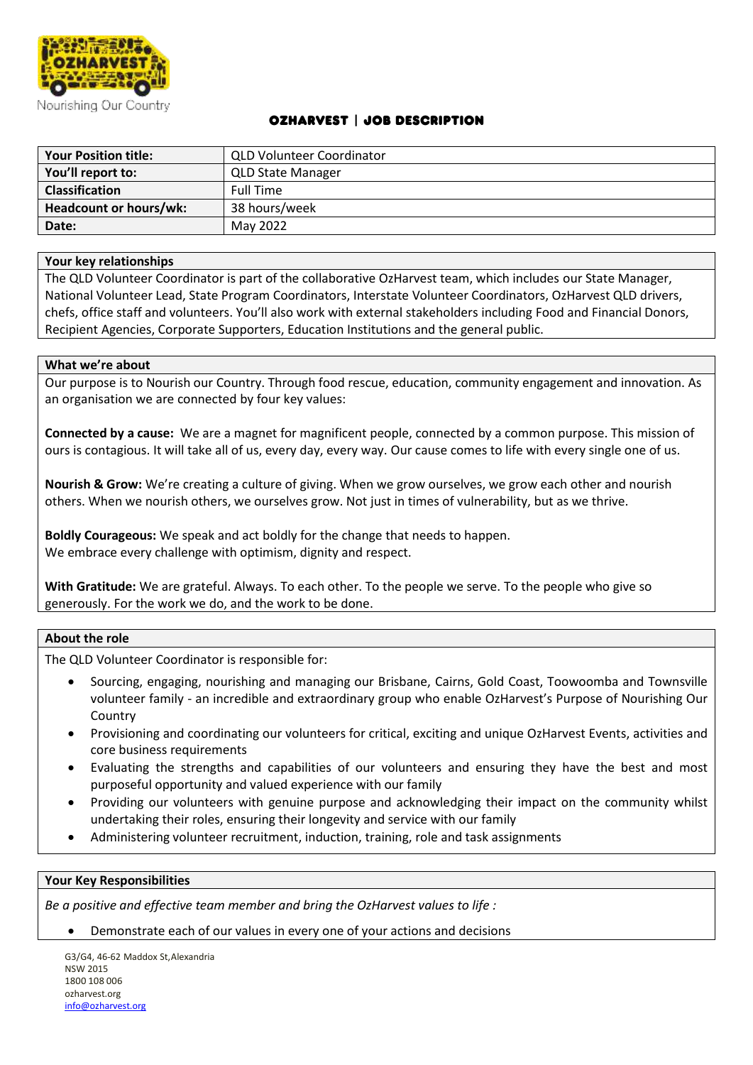Nourishing Our Country

# OZHARVEST | JOB DESCRIPTION

| **Your Position title:** | QLD Volunteer Coordinator |
|---|---|
| **You'll report to:** | QLD State Manager |
| **Classification** | Full Time |
| **Headcount or hours/wk:** | 38 hours/week |
| **Date:** | May 2022 |

## Your key relationships

The QLD Volunteer Coordinator is part of the collaborative OzHarvest team, which includes our State Manager, National Volunteer Lead, State Program Coordinators, Interstate Volunteer Coordinators, OzHarvest QLD drivers, chefs, office staff and volunteers. You'll also work with external stakeholders including Food and Financial Donors, Recipient Agencies, Corporate Supporters, Education Institutions and the general public.

## What we're about

Our purpose is to Nourish our Country. Through food rescue, education, community engagement and innovation. As an organisation we are connected by four key values:

**Connected by a cause:** We are a magnet for magnificent people, connected by a common purpose. This mission of ours is contagious. It will take all of us, every day, every way. Our cause comes to life with every single one of us.

**Nourish & Grow:** We're creating a culture of giving. When we grow ourselves, we grow each other and nourish others. When we nourish others, we ourselves grow. Not just in times of vulnerability, but as we thrive.

**Boldly Courageous:** We speak and act boldly for the change that needs to happen.
We embrace every challenge with optimism, dignity and respect.

**With Gratitude:** We are grateful. Always. To each other. To the people we serve. To the people who give so generously. For the work we do, and the work to be done.

## About the role

The QLD Volunteer Coordinator is responsible for:

- Sourcing, engaging, nourishing and managing our Brisbane, Cairns, Gold Coast, Toowoomba and Townsville volunteer family - an incredible and extraordinary group who enable OzHarvest's Purpose of Nourishing Our Country
- Provisioning and coordinating our volunteers for critical, exciting and unique OzHarvest Events, activities and core business requirements
- Evaluating the strengths and capabilities of our volunteers and ensuring they have the best and most purposeful opportunity and valued experience with our family
- Providing our volunteers with genuine purpose and acknowledging their impact on the community whilst undertaking their roles, ensuring their longevity and service with our family
- Administering volunteer recruitment, induction, training, role and task assignments

## Your Key Responsibilities

*Be a positive and effective team member and bring the OzHarvest values to life :*

- Demonstrate each of our values in every one of your actions and decisions

G3/G4, 46-62 Maddox St,Alexandria
NSW 2015
1800 108 006
ozharvest.org
info@ozharvest.org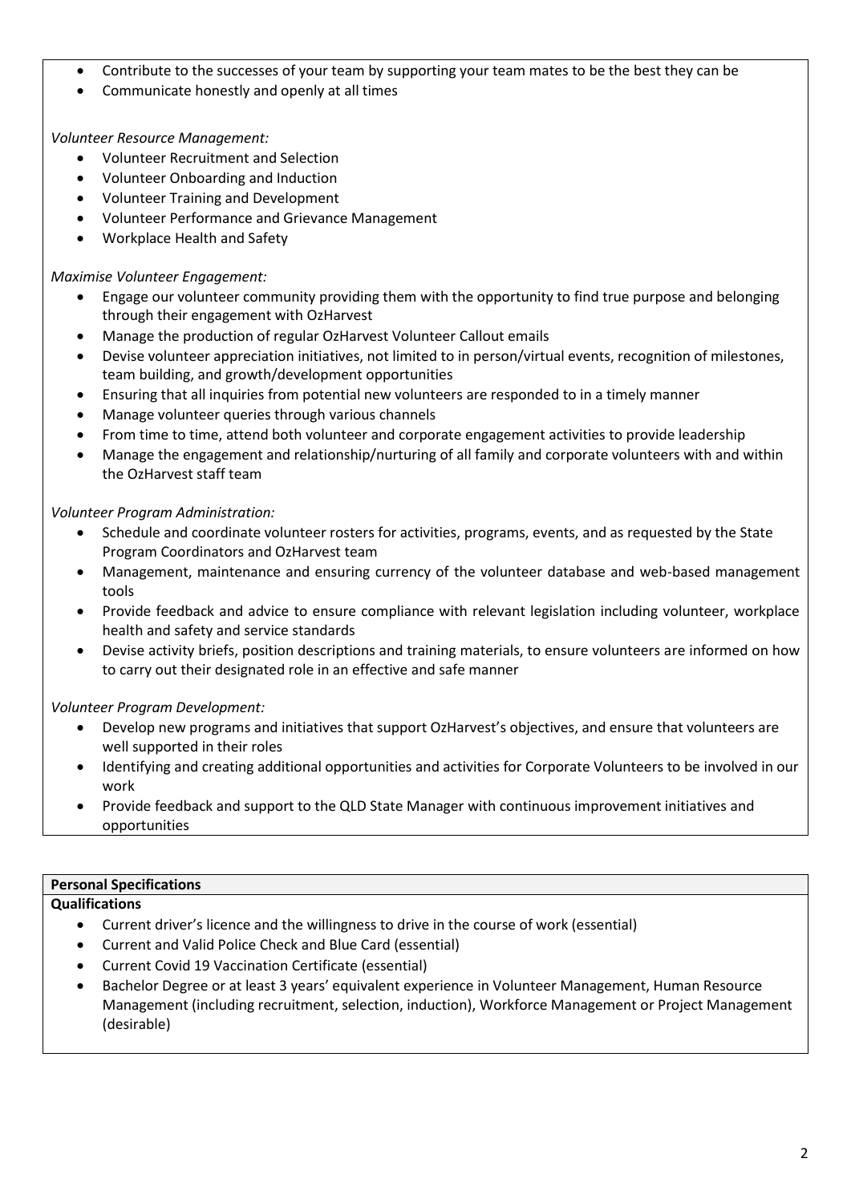- Contribute to the successes of your team by supporting your team mates to be the best they can be
- Communicate honestly and openly at all times

*Volunteer Resource Management:*

- Volunteer Recruitment and Selection
- Volunteer Onboarding and Induction
- Volunteer Training and Development
- Volunteer Performance and Grievance Management
- Workplace Health and Safety

*Maximise Volunteer Engagement:*

- Engage our volunteer community providing them with the opportunity to find true purpose and belonging through their engagement with OzHarvest
- Manage the production of regular OzHarvest Volunteer Callout emails
- Devise volunteer appreciation initiatives, not limited to in person/virtual events, recognition of milestones, team building, and growth/development opportunities
- Ensuring that all inquiries from potential new volunteers are responded to in a timely manner
- Manage volunteer queries through various channels
- From time to time, attend both volunteer and corporate engagement activities to provide leadership
- Manage the engagement and relationship/nurturing of all family and corporate volunteers with and within the OzHarvest staff team

*Volunteer Program Administration:*

- Schedule and coordinate volunteer rosters for activities, programs, events, and as requested by the State Program Coordinators and OzHarvest team
- Management, maintenance and ensuring currency of the volunteer database and web-based management tools
- Provide feedback and advice to ensure compliance with relevant legislation including volunteer, workplace health and safety and service standards
- Devise activity briefs, position descriptions and training materials, to ensure volunteers are informed on how to carry out their designated role in an effective and safe manner

*Volunteer Program Development:*

- Develop new programs and initiatives that support OzHarvest's objectives, and ensure that volunteers are well supported in their roles
- Identifying and creating additional opportunities and activities for Corporate Volunteers to be involved in our work
- Provide feedback and support to the QLD State Manager with continuous improvement initiatives and opportunities

**Personal Specifications**

**Qualifications**

- Current driver's licence and the willingness to drive in the course of work (essential)
- Current and Valid Police Check and Blue Card (essential)
- Current Covid 19 Vaccination Certificate (essential)
- Bachelor Degree or at least 3 years' equivalent experience in Volunteer Management, Human Resource Management (including recruitment, selection, induction), Workforce Management or Project Management (desirable)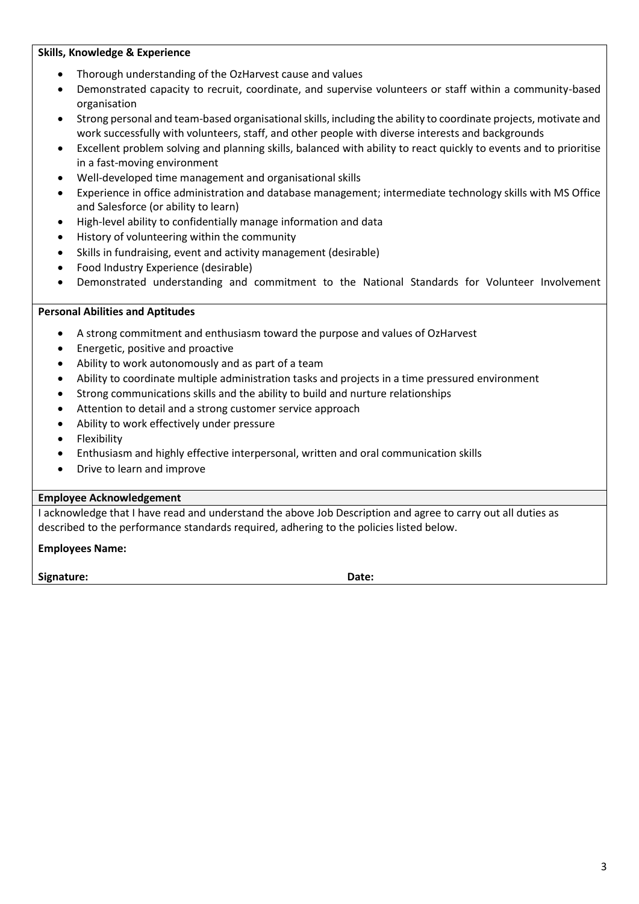**Skills, Knowledge & Experience**

- Thorough understanding of the OzHarvest cause and values
- Demonstrated capacity to recruit, coordinate, and supervise volunteers or staff within a community-based organisation
- Strong personal and team-based organisational skills, including the ability to coordinate projects, motivate and work successfully with volunteers, staff, and other people with diverse interests and backgrounds
- Excellent problem solving and planning skills, balanced with ability to react quickly to events and to prioritise in a fast-moving environment
- Well-developed time management and organisational skills
- Experience in office administration and database management; intermediate technology skills with MS Office and Salesforce (or ability to learn)
- High-level ability to confidentially manage information and data
- History of volunteering within the community
- Skills in fundraising, event and activity management (desirable)
- Food Industry Experience (desirable)
- Demonstrated understanding and commitment to the National Standards for Volunteer Involvement

**Personal Abilities and Aptitudes**

- A strong commitment and enthusiasm toward the purpose and values of OzHarvest
- Energetic, positive and proactive
- Ability to work autonomously and as part of a team
- Ability to coordinate multiple administration tasks and projects in a time pressured environment
- Strong communications skills and the ability to build and nurture relationships
- Attention to detail and a strong customer service approach
- Ability to work effectively under pressure
- Flexibility
- Enthusiasm and highly effective interpersonal, written and oral communication skills
- Drive to learn and improve

**Employee Acknowledgement**

I acknowledge that I have read and understand the above Job Description and agree to carry out all duties as described to the performance standards required, adhering to the policies listed below.

**Employees Name:**

**Signature:** **Date:**